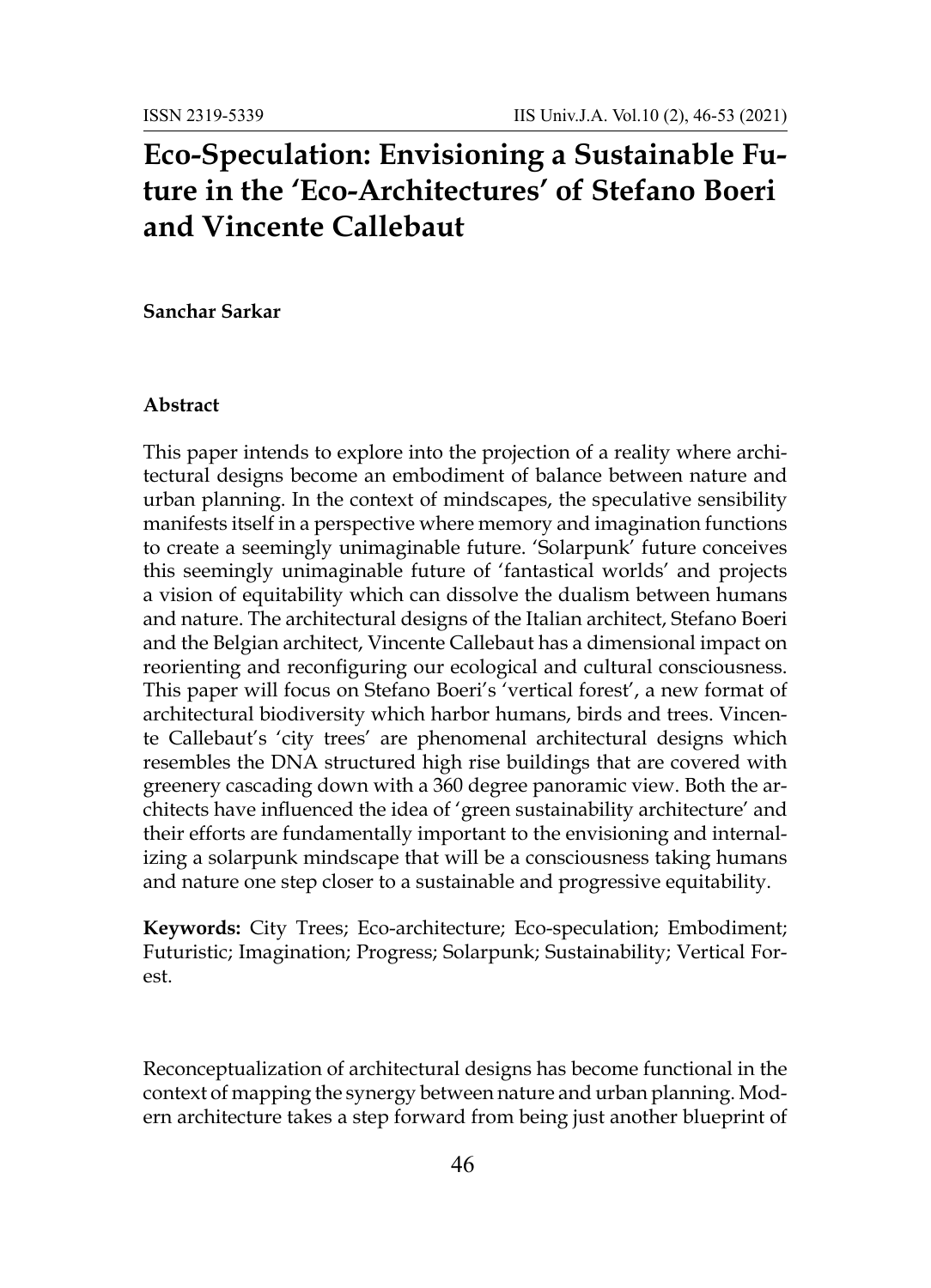# Eco-Speculation: Envisioning a Sustainable Future in the 'Eco-Architectures' of Stefano Boeri and Vincente Callebaut

**Sanchar Sarkar**

**Abstract**

This paper intends to explore into the projection of a reality where architectural designs become an embodiment of balance between nature and urban planning. In the context of mindscapes, the speculative sensibility manifests itself in a perspective where memory and imagination functions to create a seemingly unimaginable future. 'Solarpunk' future conceives this seemingly unimaginable future of 'fantastical worlds' and projects a vision of equitability which can dissolve the dualism between humans and nature. The architectural designs of the Italian architect, Stefano Boeri and the Belgian architect, Vincente Callebaut has a dimensional impact on reorienting and reconfiguring our ecological and cultural consciousness. This paper will focus on Stefano Boeri's 'vertical forest', a new format of architectural biodiversity which harbor humans, birds and trees. Vincente Callebaut's 'city trees' are phenomenal architectural designs which resembles the DNA structured high rise buildings that are covered with greenery cascading down with a 360 degree panoramic view. Both the architects have influenced the idea of 'green sustainability architecture' and their efforts are fundamentally important to the envisioning and internalizing a solarpunk mindscape that will be a consciousness taking humans and nature one step closer to a sustainable and progressive equitability.

**Keywords:** City Trees; Eco-architecture; Eco-speculation; Embodiment; Futuristic; Imagination; Progress; Solarpunk; Sustainability; Vertical Forest.

Reconceptualization of architectural designs has become functional in the context of mapping the synergy between nature and urban planning. Modern architecture takes a step forward from being just another blueprint of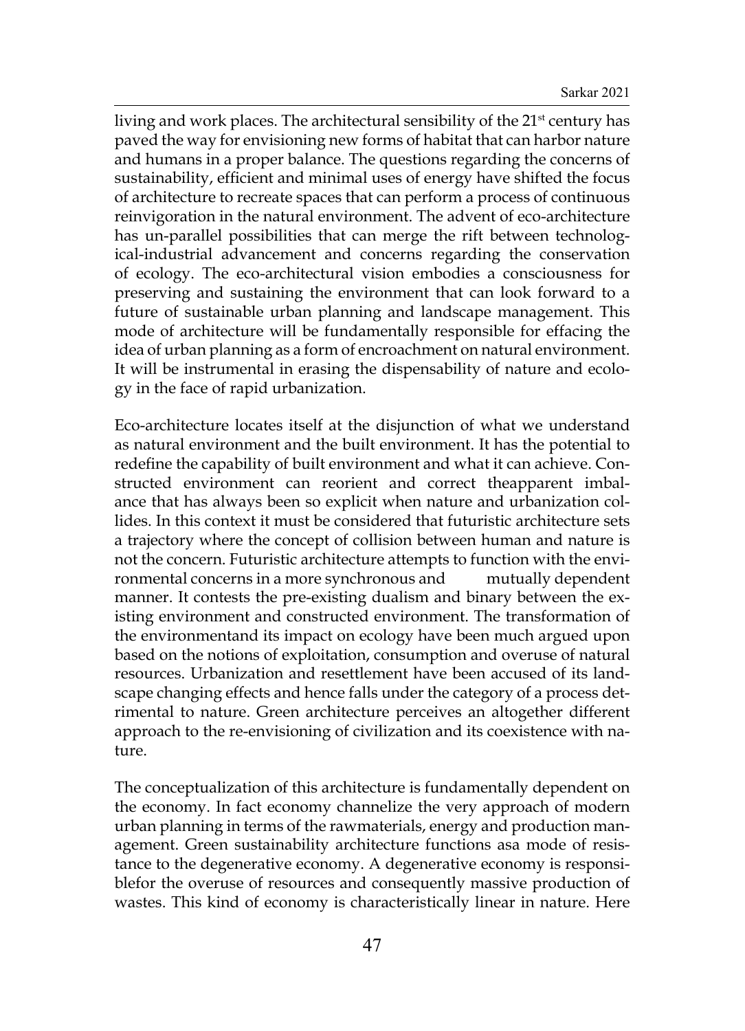living and work places. The architectural sensibility of the 21st century has paved the way for envisioning new forms of habitat that can harbor nature and humans in a proper balance. The questions regarding the concerns of sustainability, efficient and minimal uses of energy have shifted the focus of architecture to recreate spaces that can perform a process of continuous reinvigoration in the natural environment. The advent of eco-architecture has un-parallel possibilities that can merge the rift between technological-industrial advancement and concerns regarding the conservation of ecology. The eco-architectural vision embodies a consciousness for preserving and sustaining the environment that can look forward to a future of sustainable urban planning and landscape management. This mode of architecture will be fundamentally responsible for effacing the idea of urban planning as a form of encroachment on natural environment. It will be instrumental in erasing the dispensability of nature and ecology in the face of rapid urbanization.

Eco-architecture locates itself at the disjunction of what we understand as natural environment and the built environment. It has the potential to redefine the capability of built environment and what it can achieve. Constructed environment can reorient and correct theapparent imbalance that has always been so explicit when nature and urbanization collides. In this context it must be considered that futuristic architecture sets a trajectory where the concept of collision between human and nature is not the concern. Futuristic architecture attempts to function with the environmental concerns in a more synchronous and mutually dependent manner. It contests the pre-existing dualism and binary between the existing environment and constructed environment. The transformation of the environmentand its impact on ecology have been much argued upon based on the notions of exploitation, consumption and overuse of natural resources. Urbanization and resettlement have been accused of its landscape changing effects and hence falls under the category of a process detrimental to nature. Green architecture perceives an altogether different approach to the re-envisioning of civilization and its coexistence with nature.

The conceptualization of this architecture is fundamentally dependent on the economy. In fact economy channelize the very approach of modern urban planning in terms of the rawmaterials, energy and production management. Green sustainability architecture functions asa mode of resistance to the degenerative economy. A degenerative economy is responsiblefor the overuse of resources and consequently massive production of wastes. This kind of economy is characteristically linear in nature. Here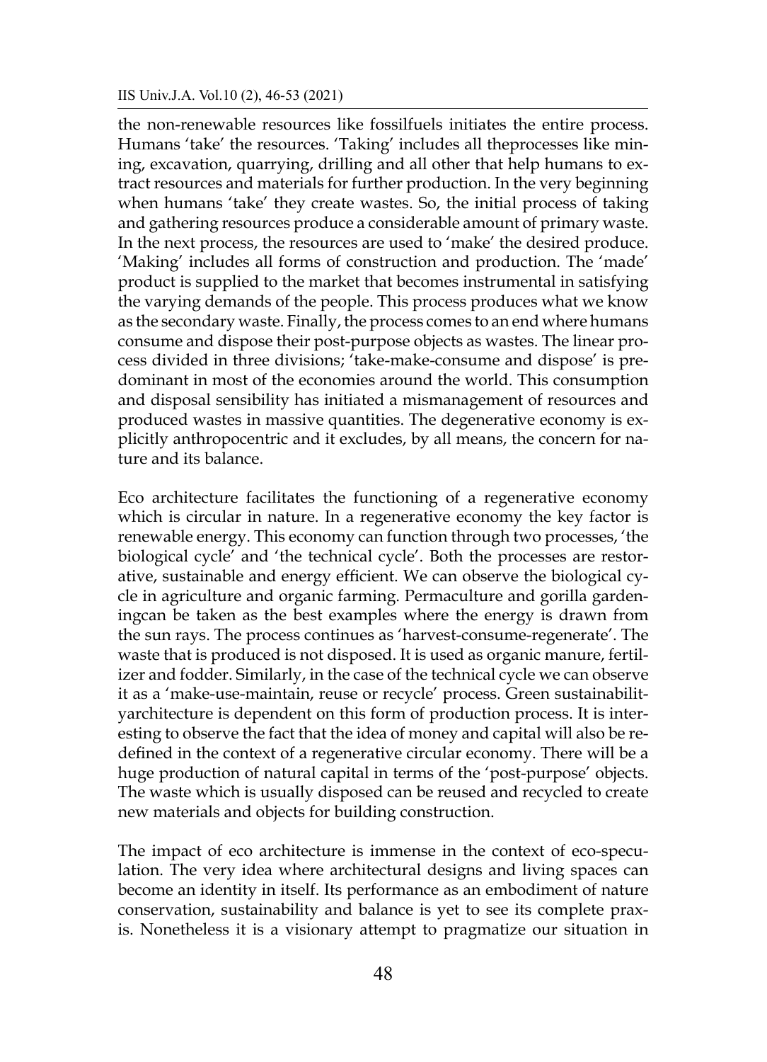the non-renewable resources like fossilfuels initiates the entire process. Humans 'take' the resources. 'Taking' includes all theprocesses like mining, excavation, quarrying, drilling and all other that help humans to extract resources and materials for further production. In the very beginning when humans 'take' they create wastes. So, the initial process of taking and gathering resources produce a considerable amount of primary waste. In the next process, the resources are used to 'make' the desired produce. 'Making' includes all forms of construction and production. The 'made' product is supplied to the market that becomes instrumental in satisfying the varying demands of the people. This process produces what we know as the secondary waste. Finally, the process comes to an end where humans consume and dispose their post-purpose objects as wastes. The linear process divided in three divisions; 'take-make-consume and dispose' is predominant in most of the economies around the world. This consumption and disposal sensibility has initiated a mismanagement of resources and produced wastes in massive quantities. The degenerative economy is explicitly anthropocentric and it excludes, by all means, the concern for nature and its balance.

Eco architecture facilitates the functioning of a regenerative economy which is circular in nature. In a regenerative economy the key factor is renewable energy. This economy can function through two processes, 'the biological cycle' and 'the technical cycle'. Both the processes are restorative, sustainable and energy efficient. We can observe the biological cycle in agriculture and organic farming. Permaculture and gorilla gardeningcan be taken as the best examples where the energy is drawn from the sun rays. The process continues as 'harvest-consume-regenerate'. The waste that is produced is not disposed. It is used as organic manure, fertilizer and fodder. Similarly, in the case of the technical cycle we can observe it as a 'make-use-maintain, reuse or recycle' process. Green sustainabilityarchitecture is dependent on this form of production process. It is interesting to observe the fact that the idea of money and capital will also be redefined in the context of a regenerative circular economy. There will be a huge production of natural capital in terms of the 'post-purpose' objects. The waste which is usually disposed can be reused and recycled to create new materials and objects for building construction.

The impact of eco architecture is immense in the context of eco-speculation. The very idea where architectural designs and living spaces can become an identity in itself. Its performance as an embodiment of nature conservation, sustainability and balance is yet to see its complete praxis. Nonetheless it is a visionary attempt to pragmatize our situation in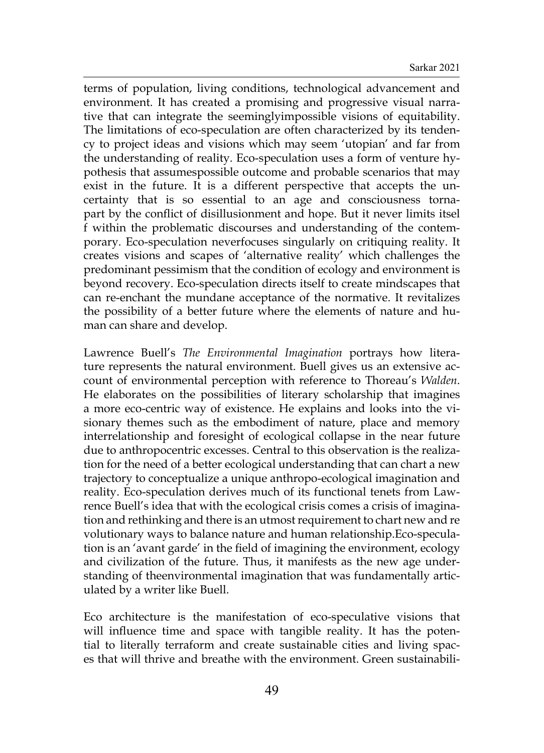terms of population, living conditions, technological advancement and environment. It has created a promising and progressive visual narrative that can integrate the seeminglyimpossible visions of equitability. The limitations of eco-speculation are often characterized by its tendency to project ideas and visions which may seem 'utopian' and far from the understanding of reality. Eco-speculation uses a form of venture hypothesis that assumespossible outcome and probable scenarios that may exist in the future. It is a different perspective that accepts the uncertainty that is so essential to an age and consciousness tornapart by the conflict of disillusionment and hope. But it never limits itsel f within the problematic discourses and understanding of the contemporary. Eco-speculation neverfocuses singularly on critiquing reality. It creates visions and scapes of 'alternative reality' which challenges the predominant pessimism that the condition of ecology and environment is beyond recovery. Eco-speculation directs itself to create mindscapes that can re-enchant the mundane acceptance of the normative. It revitalizes the possibility of a better future where the elements of nature and human can share and develop.

Lawrence Buell's *The Environmental Imagination* portrays how literature represents the natural environment. Buell gives us an extensive account of environmental perception with reference to Thoreau's *Walden*. He elaborates on the possibilities of literary scholarship that imagines a more eco-centric way of existence. He explains and looks into the visionary themes such as the embodiment of nature, place and memory interrelationship and foresight of ecological collapse in the near future due to anthropocentric excesses. Central to this observation is the realization for the need of a better ecological understanding that can chart a new trajectory to conceptualize a unique anthropo-ecological imagination and reality. Eco-speculation derives much of its functional tenets from Lawrence Buell's idea that with the ecological crisis comes a crisis of imagination and rethinking and there is an utmost requirement to chart new and re volutionary ways to balance nature and human relationship.Eco-speculation is an 'avant garde' in the field of imagining the environment, ecology and civilization of the future. Thus, it manifests as the new age understanding of theenvironmental imagination that was fundamentally articulated by a writer like Buell.

Eco architecture is the manifestation of eco-speculative visions that will influence time and space with tangible reality. It has the potential to literally terraform and create sustainable cities and living spaces that will thrive and breathe with the environment. Green sustainabili-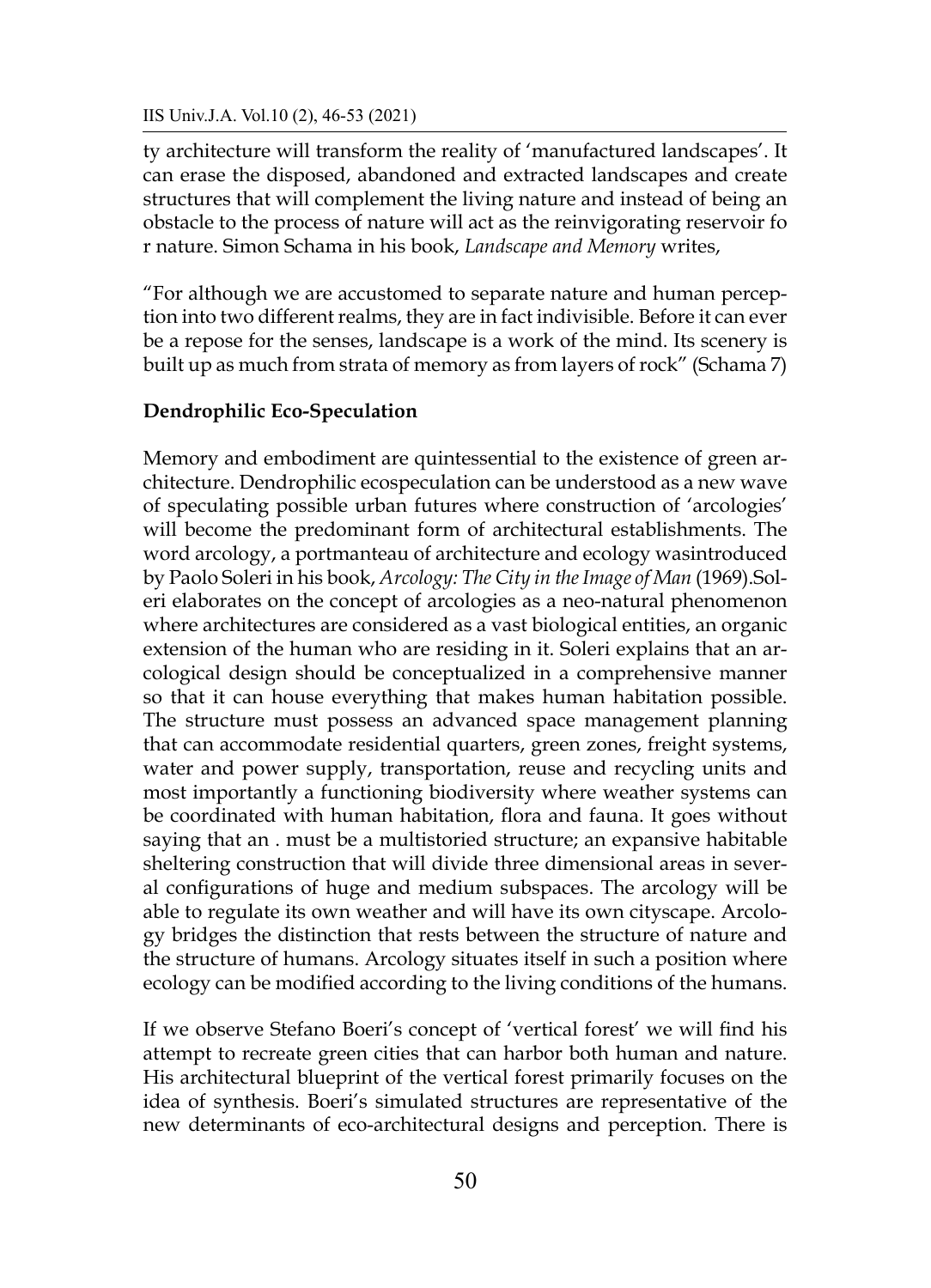ty architecture will transform the reality of 'manufactured landscapes'. It can erase the disposed, abandoned and extracted landscapes and create structures that will complement the living nature and instead of being an obstacle to the process of nature will act as the reinvigorating reservoir fo r nature. Simon Schama in his book, *Landscape and Memory* writes,

"For although we are accustomed to separate nature and human perception into two different realms, they are in fact indivisible. Before it can ever be a repose for the senses, landscape is a work of the mind. Its scenery is built up as much from strata of memory as from layers of rock" (Schama 7)

**Dendrophilic Eco-Speculation**

Memory and embodiment are quintessential to the existence of green architecture. Dendrophilic ecospeculation can be understood as a new wave of speculating possible urban futures where construction of 'arcologies' will become the predominant form of architectural establishments. The word arcology, a portmanteau of architecture and ecology wasintroduced by Paolo Soleri in his book, *Arcology: The City in the Image of Man* (1969).Soleri elaborates on the concept of arcologies as a neo-natural phenomenon where architectures are considered as a vast biological entities, an organic extension of the human who are residing in it. Soleri explains that an arcological design should be conceptualized in a comprehensive manner so that it can house everything that makes human habitation possible. The structure must possess an advanced space management planning that can accommodate residential quarters, green zones, freight systems, water and power supply, transportation, reuse and recycling units and most importantly a functioning biodiversity where weather systems can be coordinated with human habitation, flora and fauna. It goes without saying that an . must be a multistoried structure; an expansive habitable sheltering construction that will divide three dimensional areas in several configurations of huge and medium subspaces. The arcology will be able to regulate its own weather and will have its own cityscape. Arcology bridges the distinction that rests between the structure of nature and the structure of humans. Arcology situates itself in such a position where ecology can be modified according to the living conditions of the humans.

If we observe Stefano Boeri's concept of 'vertical forest' we will find his attempt to recreate green cities that can harbor both human and nature. His architectural blueprint of the vertical forest primarily focuses on the idea of synthesis. Boeri's simulated structures are representative of the new determinants of eco-architectural designs and perception. There is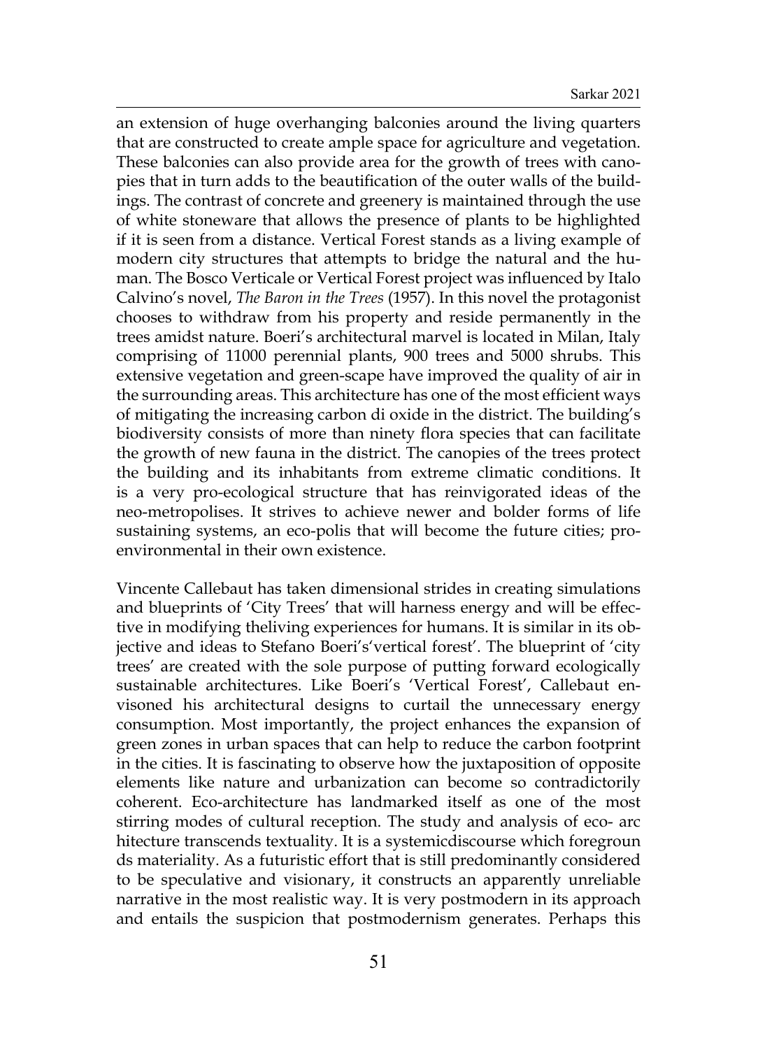an extension of huge overhanging balconies around the living quarters that are constructed to create ample space for agriculture and vegetation. These balconies can also provide area for the growth of trees with canopies that in turn adds to the beautification of the outer walls of the buildings. The contrast of concrete and greenery is maintained through the use of white stoneware that allows the presence of plants to be highlighted if it is seen from a distance. Vertical Forest stands as a living example of modern city structures that attempts to bridge the natural and the human. The Bosco Verticale or Vertical Forest project was influenced by Italo Calvino's novel, *The Baron in the Trees* (1957). In this novel the protagonist chooses to withdraw from his property and reside permanently in the trees amidst nature. Boeri's architectural marvel is located in Milan, Italy comprising of 11000 perennial plants, 900 trees and 5000 shrubs. This extensive vegetation and green-scape have improved the quality of air in the surrounding areas. This architecture has one of the most efficient ways of mitigating the increasing carbon di oxide in the district. The building's biodiversity consists of more than ninety flora species that can facilitate the growth of new fauna in the district. The canopies of the trees protect the building and its inhabitants from extreme climatic conditions. It is a very pro-ecological structure that has reinvigorated ideas of the neo-metropolises. It strives to achieve newer and bolder forms of life sustaining systems, an eco-polis that will become the future cities; pro-environmental in their own existence.

Vincente Callebaut has taken dimensional strides in creating simulations and blueprints of 'City Trees' that will harness energy and will be effective in modifying theliving experiences for humans. It is similar in its objective and ideas to Stefano Boeri's'vertical forest'. The blueprint of 'city trees' are created with the sole purpose of putting forward ecologically sustainable architectures. Like Boeri's 'Vertical Forest', Callebaut envisoned his architectural designs to curtail the unnecessary energy consumption. Most importantly, the project enhances the expansion of green zones in urban spaces that can help to reduce the carbon footprint in the cities. It is fascinating to observe how the juxtaposition of opposite elements like nature and urbanization can become so contradictorily coherent. Eco-architecture has landmarked itself as one of the most stirring modes of cultural reception. The study and analysis of eco- arc hitecture transcends textuality. It is a systemicdiscourse which foregroun ds materiality. As a futuristic effort that is still predominantly considered to be speculative and visionary, it constructs an apparently unreliable narrative in the most realistic way. It is very postmodern in its approach and entails the suspicion that postmodernism generates. Perhaps this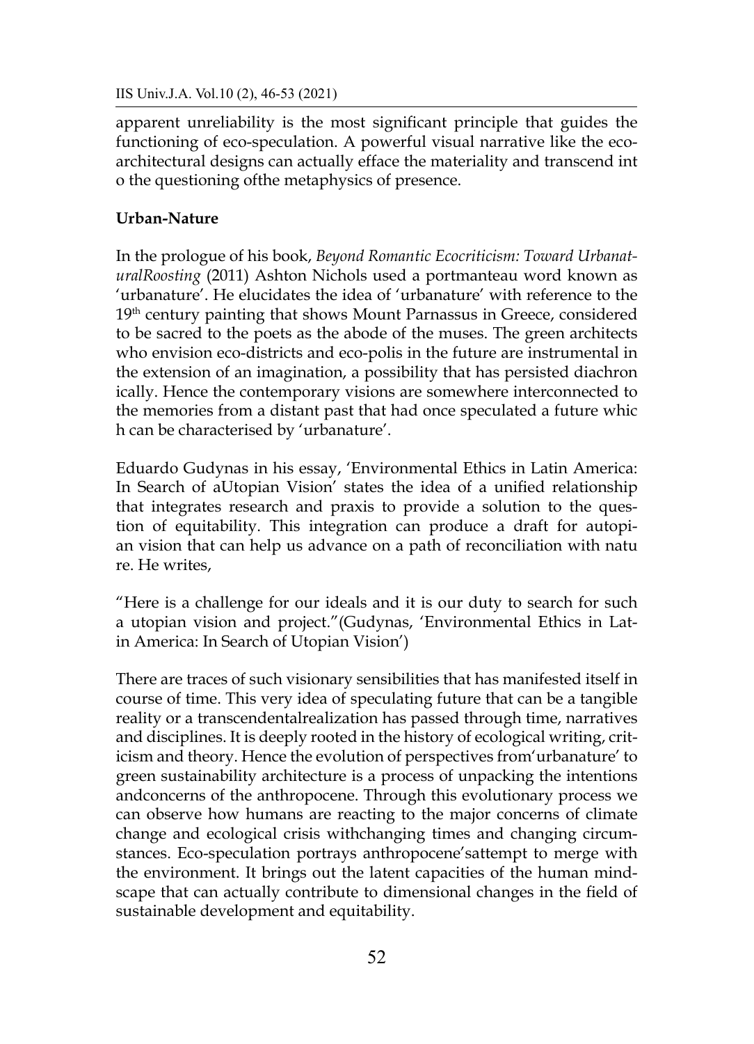apparent unreliability is the most significant principle that guides the functioning of eco-speculation. A powerful visual narrative like the eco-architectural designs can actually efface the materiality and transcend int o the questioning ofthe metaphysics of presence.

**Urban-Nature**

In the prologue of his book, *Beyond Romantic Ecocriticism: Toward UrbanaturalRoosting* (2011) Ashton Nichols used a portmanteau word known as 'urbanature'. He elucidates the idea of 'urbanature' with reference to the 19th century painting that shows Mount Parnassus in Greece, considered to be sacred to the poets as the abode of the muses. The green architects who envision eco-districts and eco-polis in the future are instrumental in the extension of an imagination, a possibility that has persisted diachron ically. Hence the contemporary visions are somewhere interconnected to the memories from a distant past that had once speculated a future whic h can be characterised by 'urbanature'.

Eduardo Gudynas in his essay, 'Environmental Ethics in Latin America: In Search of aUtopian Vision' states the idea of a unified relationship that integrates research and praxis to provide a solution to the question of equitability. This integration can produce a draft for autopian vision that can help us advance on a path of reconciliation with natu re. He writes,

"Here is a challenge for our ideals and it is our duty to search for such a utopian vision and project."(Gudynas, 'Environmental Ethics in Latin America: In Search of Utopian Vision')

There are traces of such visionary sensibilities that has manifested itself in course of time. This very idea of speculating future that can be a tangible reality or a transcendentalrealization has passed through time, narratives and disciplines. It is deeply rooted in the history of ecological writing, criticism and theory. Hence the evolution of perspectives from'urbanature' to green sustainability architecture is a process of unpacking the intentions andconcerns of the anthropocene. Through this evolutionary process we can observe how humans are reacting to the major concerns of climate change and ecological crisis withchanging times and changing circumstances. Eco-speculation portrays anthropocene'sattempt to merge with the environment. It brings out the latent capacities of the human mindscape that can actually contribute to dimensional changes in the field of sustainable development and equitability.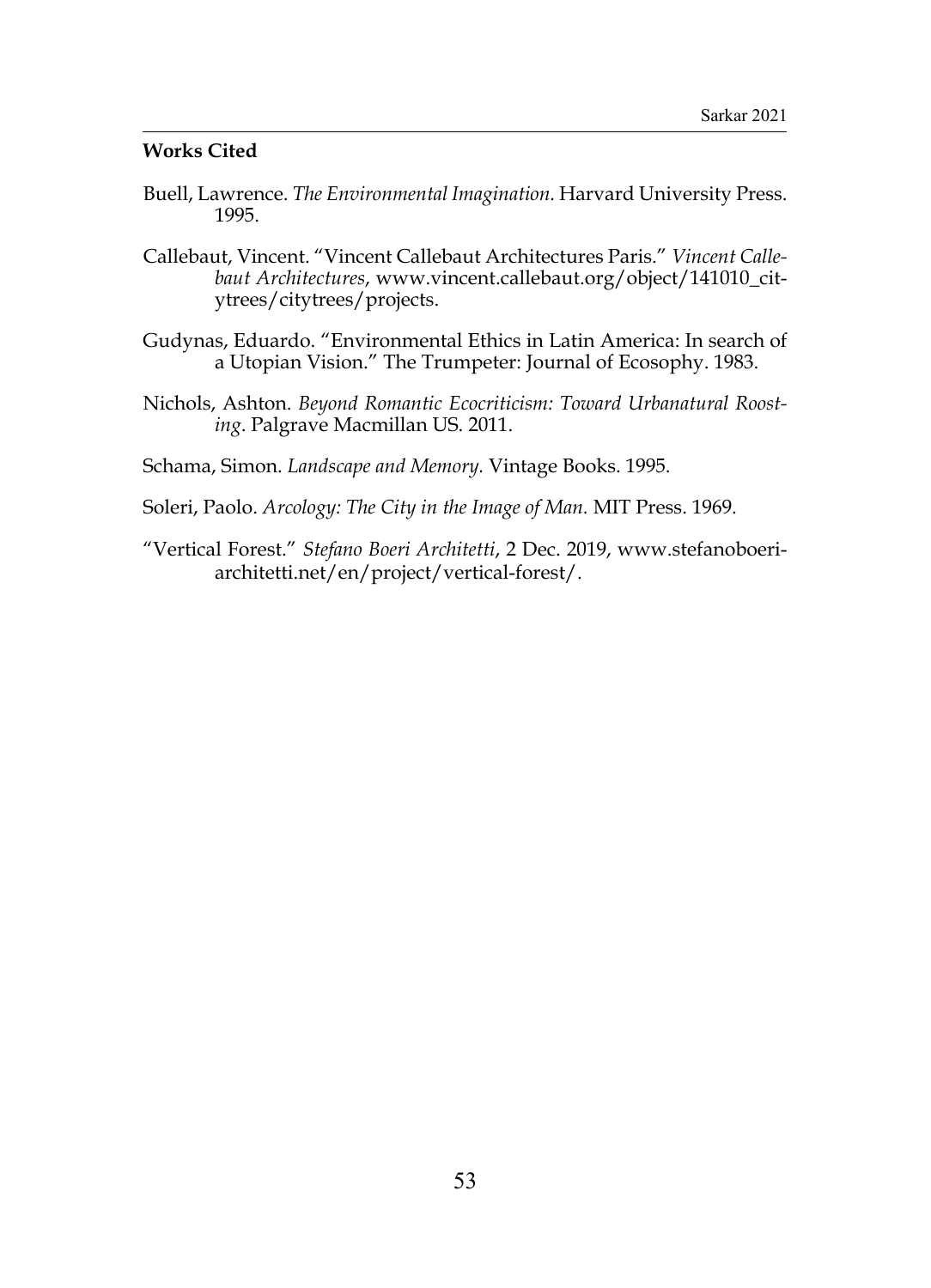**Works Cited**

Buell, Lawrence. *The Environmental Imagination.* Harvard University Press. 1995.

Callebaut, Vincent. "Vincent Callebaut Architectures Paris." *Vincent Callebaut Architectures*, www.vincent.callebaut.org/object/141010_citytrees/citytrees/projects.

Gudynas, Eduardo. "Environmental Ethics in Latin America: In search of a Utopian Vision." The Trumpeter: Journal of Ecosophy. 1983.

Nichols, Ashton. *Beyond Romantic Ecocriticism: Toward Urbanatural Roosting*. Palgrave Macmillan US. 2011.

Schama, Simon. *Landscape and Memory.* Vintage Books. 1995.

Soleri, Paolo. *Arcology: The City in the Image of Man.* MIT Press. 1969.

"Vertical Forest." *Stefano Boeri Architetti*, 2 Dec. 2019, www.stefanoboeriarchitetti.net/en/project/vertical-forest/.